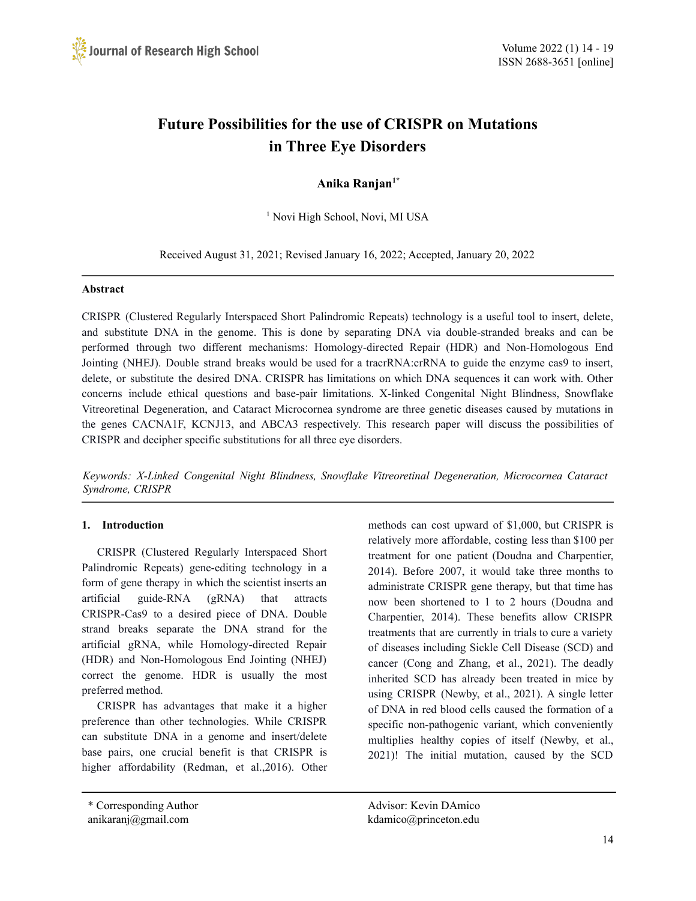# Future Possibilities for the use of CRISPR on Mutations in Three Eye Disorders

**Anika Ranjan[1*]**

[1] Novi High School, Novi, MI USA

Received August 31, 2021; Revised January 16, 2022; Accepted, January 20, 2022

## Abstract

CRISPR (Clustered Regularly Interspaced Short Palindromic Repeats) technology is a useful tool to insert, delete, and substitute DNA in the genome. This is done by separating DNA via double-stranded breaks and can be performed through two different mechanisms: Homology-directed Repair (HDR) and Non-Homologous End Jointing (NHEJ). Double strand breaks would be used for a tracrRNA:crRNA to guide the enzyme cas9 to insert, delete, or substitute the desired DNA. CRISPR has limitations on which DNA sequences it can work with. Other concerns include ethical questions and base-pair limitations. X-linked Congenital Night Blindness, Snowflake Vitreoretinal Degeneration, and Cataract Microcornea syndrome are three genetic diseases caused by mutations in the genes CACNA1F, KCNJ13, and ABCA3 respectively. This research paper will discuss the possibilities of CRISPR and decipher specific substitutions for all three eye disorders.

*Keywords: X-Linked Congenital Night Blindness, Snowflake Vitreoretinal Degeneration, Microcornea Cataract Syndrome, CRISPR*

## 1. Introduction

CRISPR (Clustered Regularly Interspaced Short Palindromic Repeats) gene-editing technology in a form of gene therapy in which the scientist inserts an artificial guide-RNA (gRNA) that attracts CRISPR-Cas9 to a desired piece of DNA. Double strand breaks separate the DNA strand for the artificial gRNA, while Homology-directed Repair (HDR) and Non-Homologous End Jointing (NHEJ) correct the genome. HDR is usually the most preferred method.

CRISPR has advantages that make it a higher preference than other technologies. While CRISPR can substitute DNA in a genome and insert/delete base pairs, one crucial benefit is that CRISPR is higher affordability (Redman, et al.,2016). Other methods can cost upward of $1,000, but CRISPR is relatively more affordable, costing less than $100 per treatment for one patient (Doudna and Charpentier, 2014). Before 2007, it would take three months to administrate CRISPR gene therapy, but that time has now been shortened to 1 to 2 hours (Doudna and Charpentier, 2014). These benefits allow CRISPR treatments that are currently in trials to cure a variety of diseases including Sickle Cell Disease (SCD) and cancer (Cong and Zhang, et al., 2021). The deadly inherited SCD has already been treated in mice by using CRISPR (Newby, et al., 2021). A single letter of DNA in red blood cells caused the formation of a specific non-pathogenic variant, which conveniently multiplies healthy copies of itself (Newby, et al., 2021)! The initial mutation, caused by the SCD

* Corresponding Author
anikaranj@gmail.com

Advisor: Kevin DAmico
kdamico@princeton.edu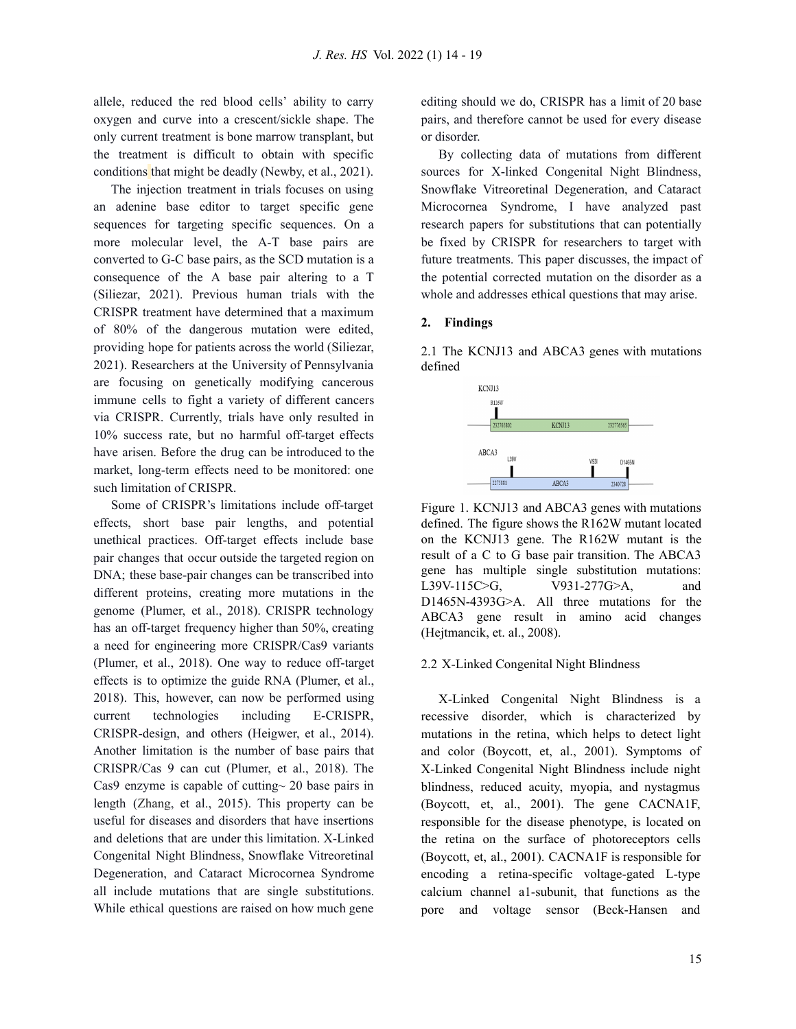allele, reduced the red blood cells' ability to carry oxygen and curve into a crescent/sickle shape. The only current treatment is bone marrow transplant, but the treatment is difficult to obtain with specific conditions that might be deadly (Newby, et al., 2021).

The injection treatment in trials focuses on using an adenine base editor to target specific gene sequences for targeting specific sequences. On a more molecular level, the A-T base pairs are converted to G-C base pairs, as the SCD mutation is a consequence of the A base pair altering to a T (Siliezar, 2021). Previous human trials with the CRISPR treatment have determined that a maximum of 80% of the dangerous mutation were edited, providing hope for patients across the world (Siliezar, 2021). Researchers at the University of Pennsylvania are focusing on genetically modifying cancerous immune cells to fight a variety of different cancers via CRISPR. Currently, trials have only resulted in 10% success rate, but no harmful off-target effects have arisen. Before the drug can be introduced to the market, long-term effects need to be monitored: one such limitation of CRISPR.

Some of CRISPR's limitations include off-target effects, short base pair lengths, and potential unethical practices. Off-target effects include base pair changes that occur outside the targeted region on DNA; these base-pair changes can be transcribed into different proteins, creating more mutations in the genome (Plumer, et al., 2018). CRISPR technology has an off-target frequency higher than 50%, creating a need for engineering more CRISPR/Cas9 variants (Plumer, et al., 2018). One way to reduce off-target effects is to optimize the guide RNA (Plumer, et al., 2018). This, however, can now be performed using current technologies including E-CRISPR, CRISPR-design, and others (Heigwer, et al., 2014). Another limitation is the number of base pairs that CRISPR/Cas 9 can cut (Plumer, et al., 2018). The Cas9 enzyme is capable of cutting~ 20 base pairs in length (Zhang, et al., 2015). This property can be useful for diseases and disorders that have insertions and deletions that are under this limitation. X-Linked Congenital Night Blindness, Snowflake Vitreoretinal Degeneration, and Cataract Microcornea Syndrome all include mutations that are single substitutions. While ethical questions are raised on how much gene editing should we do, CRISPR has a limit of 20 base pairs, and therefore cannot be used for every disease or disorder.

By collecting data of mutations from different sources for X-linked Congenital Night Blindness, Snowflake Vitreoretinal Degeneration, and Cataract Microcornea Syndrome, I have analyzed past research papers for substitutions that can potentially be fixed by CRISPR for researchers to target with future treatments. This paper discusses, the impact of the potential corrected mutation on the disorder as a whole and addresses ethical questions that may arise.

## 2. Findings

### 2.1 The KCNJ13 and ABCA3 genes with mutations defined

Figure 1. KCNJ13 and ABCA3 genes with mutations defined. The figure shows the R162W mutant located on the KCNJ13 gene. The R162W mutant is the result of a C to G base pair transition. The ABCA3 gene has multiple single substitution mutations: L39V-115C>G, V931-277G>A, and D1465N-4393G>A. All three mutations for the ABCA3 gene result in amino acid changes (Hejtmancik, et. al., 2008).

### 2.2 X-Linked Congenital Night Blindness

X-Linked Congenital Night Blindness is a recessive disorder, which is characterized by mutations in the retina, which helps to detect light and color (Boycott, et, al., 2001). Symptoms of X-Linked Congenital Night Blindness include night blindness, reduced acuity, myopia, and nystagmus (Boycott, et, al., 2001). The gene CACNA1F, responsible for the disease phenotype, is located on the retina on the surface of photoreceptors cells (Boycott, et, al., 2001). CACNA1F is responsible for encoding a retina-specific voltage-gated L-type calcium channel a1-subunit, that functions as the pore and voltage sensor (Beck-Hansen and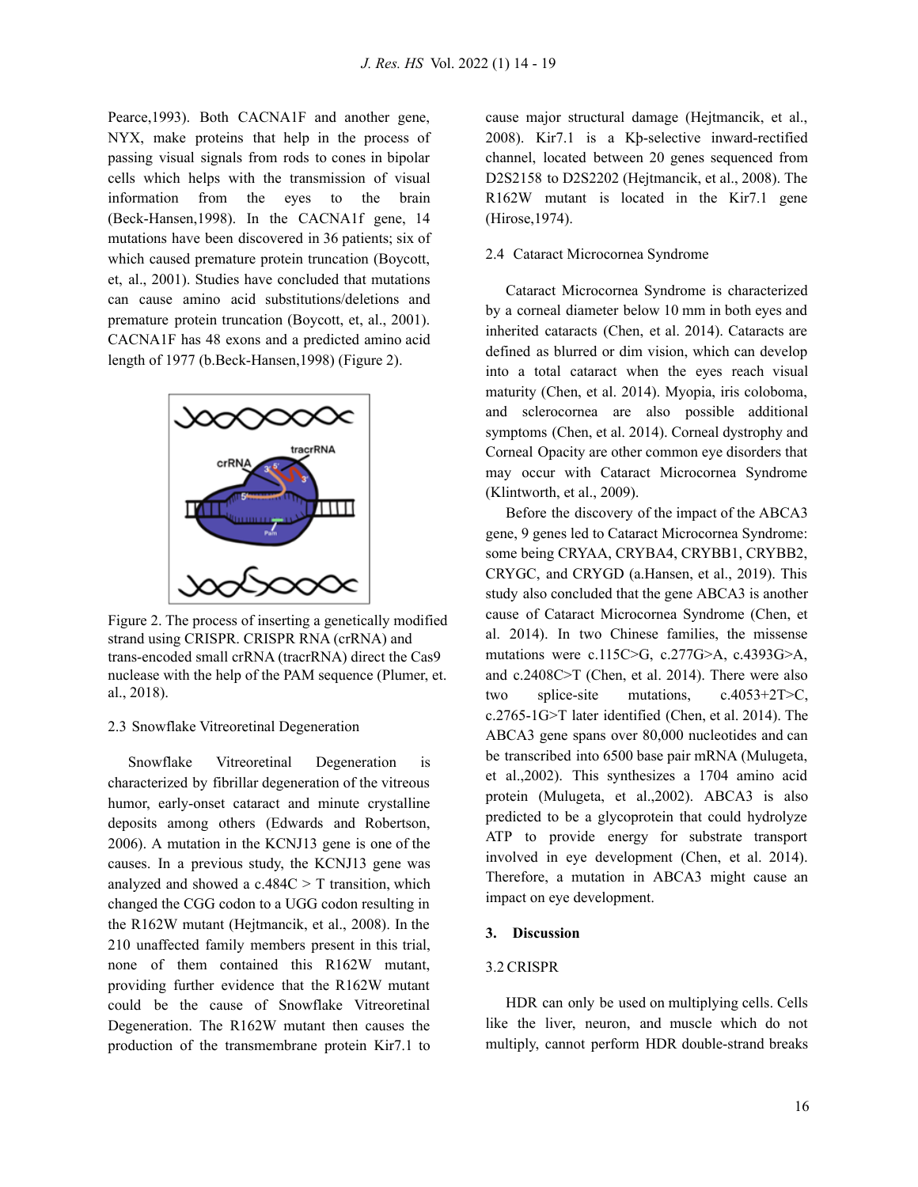Pearce,1993). Both CACNA1F and another gene, NYX, make proteins that help in the process of passing visual signals from rods to cones in bipolar cells which helps with the transmission of visual information from the eyes to the brain (Beck-Hansen,1998). In the CACNA1f gene, 14 mutations have been discovered in 36 patients; six of which caused premature protein truncation (Boycott, et, al., 2001). Studies have concluded that mutations can cause amino acid substitutions/deletions and premature protein truncation (Boycott, et, al., 2001). CACNA1F has 48 exons and a predicted amino acid length of 1977 (b.Beck-Hansen,1998) (Figure 2).

Figure 2. The process of inserting a genetically modified strand using CRISPR. CRISPR RNA (crRNA) and trans-encoded small crRNA (tracrRNA) direct the Cas9 nuclease with the help of the PAM sequence (Plumer, et. al., 2018).

2.3 Snowflake Vitreoretinal Degeneration

Snowflake Vitreoretinal Degeneration is characterized by fibrillar degeneration of the vitreous humor, early-onset cataract and minute crystalline deposits among others (Edwards and Robertson, 2006). A mutation in the KCNJ13 gene is one of the causes. In a previous study, the KCNJ13 gene was analyzed and showed a c.484C > T transition, which changed the CGG codon to a UGG codon resulting in the R162W mutant (Hejtmancik, et al., 2008). In the 210 unaffected family members present in this trial, none of them contained this R162W mutant, providing further evidence that the R162W mutant could be the cause of Snowflake Vitreoretinal Degeneration. The R162W mutant then causes the production of the transmembrane protein Kir7.1 to cause major structural damage (Hejtmancik, et al., 2008). Kir7.1 is a Kþ-selective inward-rectified channel, located between 20 genes sequenced from D2S2158 to D2S2202 (Hejtmancik, et al., 2008). The R162W mutant is located in the Kir7.1 gene (Hirose,1974).

2.4 Cataract Microcornea Syndrome

Cataract Microcornea Syndrome is characterized by a corneal diameter below 10 mm in both eyes and inherited cataracts (Chen, et al. 2014). Cataracts are defined as blurred or dim vision, which can develop into a total cataract when the eyes reach visual maturity (Chen, et al. 2014). Myopia, iris coloboma, and sclerocornea are also possible additional symptoms (Chen, et al. 2014). Corneal dystrophy and Corneal Opacity are other common eye disorders that may occur with Cataract Microcornea Syndrome (Klintworth, et al., 2009).

Before the discovery of the impact of the ABCA3 gene, 9 genes led to Cataract Microcornea Syndrome: some being CRYAA, CRYBA4, CRYBB1, CRYBB2, CRYGC, and CRYGD (a.Hansen, et al., 2019). This study also concluded that the gene ABCA3 is another cause of Cataract Microcornea Syndrome (Chen, et al. 2014). In two Chinese families, the missense mutations were c.115C>G, c.277G>A, c.4393G>A, and c.2408C>T (Chen, et al. 2014). There were also two splice-site mutations, c.4053+2T>C, c.2765-1G>T later identified (Chen, et al. 2014). The ABCA3 gene spans over 80,000 nucleotides and can be transcribed into 6500 base pair mRNA (Mulugeta, et al.,2002). This synthesizes a 1704 amino acid protein (Mulugeta, et al.,2002). ABCA3 is also predicted to be a glycoprotein that could hydrolyze ATP to provide energy for substrate transport involved in eye development (Chen, et al. 2014). Therefore, a mutation in ABCA3 might cause an impact on eye development.

## 3. Discussion

### 3.2 CRISPR

HDR can only be used on multiplying cells. Cells like the liver, neuron, and muscle which do not multiply, cannot perform HDR double-strand breaks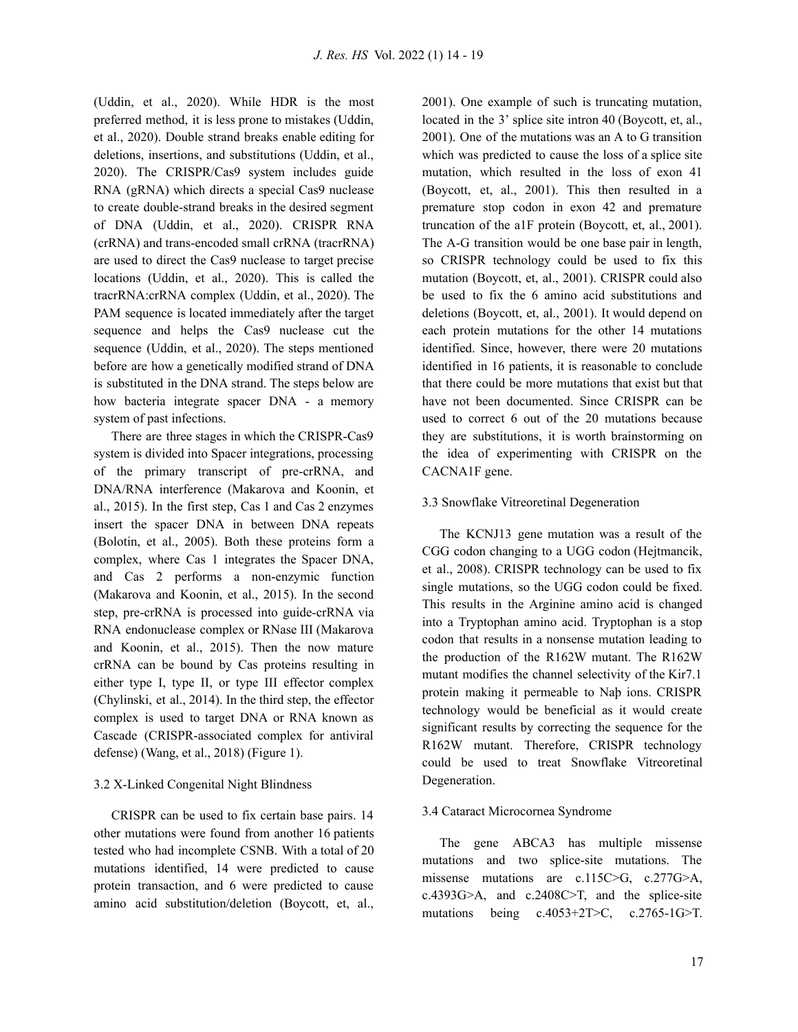(Uddin, et al., 2020). While HDR is the most preferred method, it is less prone to mistakes (Uddin, et al., 2020). Double strand breaks enable editing for deletions, insertions, and substitutions (Uddin, et al., 2020). The CRISPR/Cas9 system includes guide RNA (gRNA) which directs a special Cas9 nuclease to create double-strand breaks in the desired segment of DNA (Uddin, et al., 2020). CRISPR RNA (crRNA) and trans-encoded small crRNA (tracrRNA) are used to direct the Cas9 nuclease to target precise locations (Uddin, et al., 2020). This is called the tracrRNA:crRNA complex (Uddin, et al., 2020). The PAM sequence is located immediately after the target sequence and helps the Cas9 nuclease cut the sequence (Uddin, et al., 2020). The steps mentioned before are how a genetically modified strand of DNA is substituted in the DNA strand. The steps below are how bacteria integrate spacer DNA - a memory system of past infections.

There are three stages in which the CRISPR-Cas9 system is divided into Spacer integrations, processing of the primary transcript of pre-crRNA, and DNA/RNA interference (Makarova and Koonin, et al., 2015). In the first step, Cas 1 and Cas 2 enzymes insert the spacer DNA in between DNA repeats (Bolotin, et al., 2005). Both these proteins form a complex, where Cas 1 integrates the Spacer DNA, and Cas 2 performs a non-enzymic function (Makarova and Koonin, et al., 2015). In the second step, pre-crRNA is processed into guide-crRNA via RNA endonuclease complex or RNase III (Makarova and Koonin, et al., 2015). Then the now mature crRNA can be bound by Cas proteins resulting in either type I, type II, or type III effector complex (Chylinski, et al., 2014). In the third step, the effector complex is used to target DNA or RNA known as Cascade (CRISPR-associated complex for antiviral defense) (Wang, et al., 2018) (Figure 1).

### 3.2 X-Linked Congenital Night Blindness

CRISPR can be used to fix certain base pairs. 14 other mutations were found from another 16 patients tested who had incomplete CSNB. With a total of 20 mutations identified, 14 were predicted to cause protein transaction, and 6 were predicted to cause amino acid substitution/deletion (Boycott, et, al., 2001). One example of such truncating mutation, located in the 3' splice site intron 40 (Boycott, et, al., 2001). One of the mutations was an A to G transition which was predicted to cause the loss of a splice site mutation, which resulted in the loss of exon 41 (Boycott, et, al., 2001). This then resulted in a premature stop codon in exon 42 and premature truncation of the a1F protein (Boycott, et, al., 2001). The A-G transition would be one base pair in length, so CRISPR technology could be used to fix this mutation (Boycott, et, al., 2001). CRISPR could also be used to fix the 6 amino acid substitutions and deletions (Boycott, et, al., 2001). It would depend on each protein mutations for the other 14 mutations identified. Since, however, there were 20 mutations identified in 16 patients, it is reasonable to conclude that there could be more mutations that exist but that have not been documented. Since CRISPR can be used to correct 6 out of the 20 mutations because they are substitutions, it is worth brainstorming on the idea of experimenting with CRISPR on the CACNA1F gene.

### 3.3 Snowflake Vitreoretinal Degeneration

The KCNJ13 gene mutation was a result of the CGG codon changing to a UGG codon (Hejtmancik, et al., 2008). CRISPR technology can be used to fix single mutations, so the UGG codon could be fixed. This results in the Arginine amino acid is changed into a Tryptophan amino acid. Tryptophan is a stop codon that results in a nonsense mutation leading to the production of the R162W mutant. The R162W mutant modifies the channel selectivity of the Kir7.1 protein making it permeable to Naþ ions. CRISPR technology would be beneficial as it would create significant results by correcting the sequence for the R162W mutant. Therefore, CRISPR technology could be used to treat Snowflake Vitreoretinal Degeneration.

### 3.4 Cataract Microcornea Syndrome

The gene ABCA3 has multiple missense mutations and two splice-site mutations. The missense mutations are c.115C>G, c.277G>A, c.4393G>A, and c.2408C>T, and the splice-site mutations being c.4053+2T>C, c.2765-1G>T.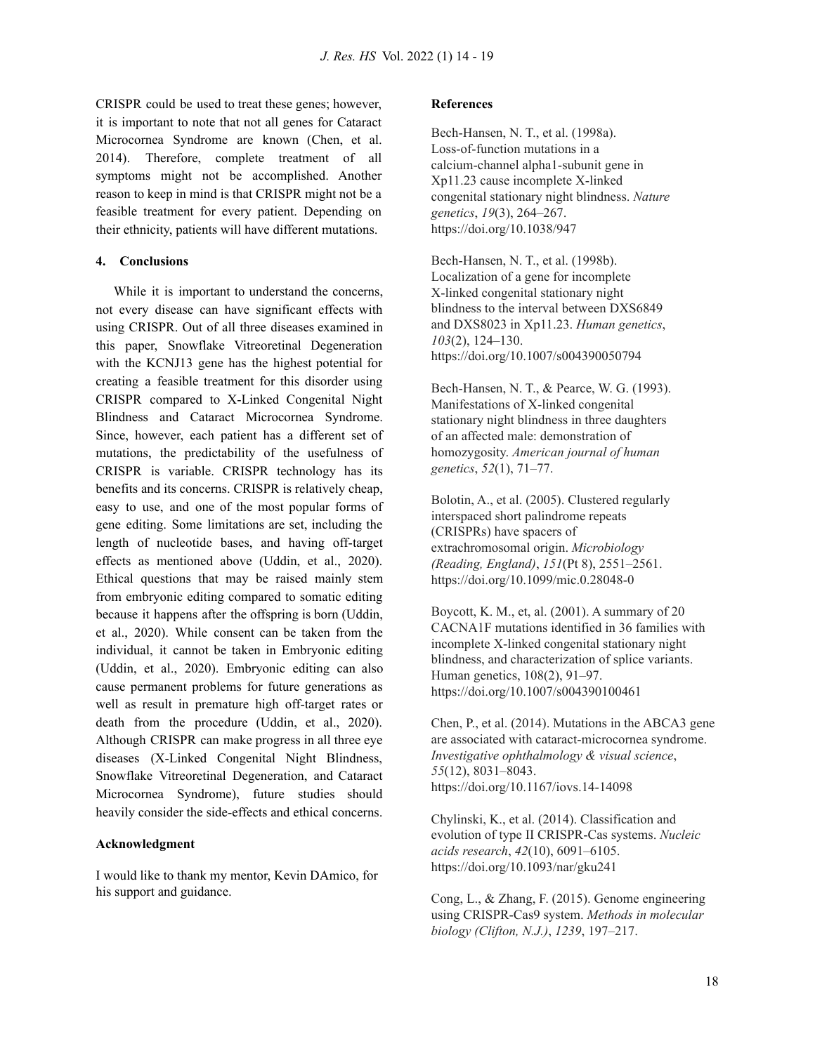CRISPR could be used to treat these genes; however, it is important to note that not all genes for Cataract Microcornea Syndrome are known (Chen, et al. 2014). Therefore, complete treatment of all symptoms might not be accomplished. Another reason to keep in mind is that CRISPR might not be a feasible treatment for every patient. Depending on their ethnicity, patients will have different mutations.

## 4. Conclusions

While it is important to understand the concerns, not every disease can have significant effects with using CRISPR. Out of all three diseases examined in this paper, Snowflake Vitreoretinal Degeneration with the KCNJ13 gene has the highest potential for creating a feasible treatment for this disorder using CRISPR compared to X-Linked Congenital Night Blindness and Cataract Microcornea Syndrome. Since, however, each patient has a different set of mutations, the predictability of the usefulness of CRISPR is variable. CRISPR technology has its benefits and its concerns. CRISPR is relatively cheap, easy to use, and one of the most popular forms of gene editing. Some limitations are set, including the length of nucleotide bases, and having off-target effects as mentioned above (Uddin, et al., 2020). Ethical questions that may be raised mainly stem from embryonic editing compared to somatic editing because it happens after the offspring is born (Uddin, et al., 2020). While consent can be taken from the individual, it cannot be taken in Embryonic editing (Uddin, et al., 2020). Embryonic editing can also cause permanent problems for future generations as well as result in premature high off-target rates or death from the procedure (Uddin, et al., 2020). Although CRISPR can make progress in all three eye diseases (X-Linked Congenital Night Blindness, Snowflake Vitreoretinal Degeneration, and Cataract Microcornea Syndrome), future studies should heavily consider the side-effects and ethical concerns.

**Acknowledgment**

I would like to thank my mentor, Kevin DAmico, for his support and guidance.

**References**

Bech-Hansen, N. T., et al. (1998a). Loss-of-function mutations in a calcium-channel alpha1-subunit gene in Xp11.23 cause incomplete X-linked congenital stationary night blindness. *Nature genetics*, *19*(3), 264–267. https://doi.org/10.1038/947

Bech-Hansen, N. T., et al. (1998b). Localization of a gene for incomplete X-linked congenital stationary night blindness to the interval between DXS6849 and DXS8023 in Xp11.23. *Human genetics*, *103*(2), 124–130. https://doi.org/10.1007/s004390050794

Bech-Hansen, N. T., & Pearce, W. G. (1993). Manifestations of X-linked congenital stationary night blindness in three daughters of an affected male: demonstration of homozygosity. *American journal of human genetics*, *52*(1), 71–77.

Bolotin, A., et al. (2005). Clustered regularly interspaced short palindrome repeats (CRISPRs) have spacers of extrachromosomal origin. *Microbiology (Reading, England)*, *151*(Pt 8), 2551–2561. https://doi.org/10.1099/mic.0.28048-0

Boycott, K. M., et, al. (2001). A summary of 20 CACNA1F mutations identified in 36 families with incomplete X-linked congenital stationary night blindness, and characterization of splice variants. Human genetics, 108(2), 91–97. https://doi.org/10.1007/s004390100461

Chen, P., et al. (2014). Mutations in the ABCA3 gene are associated with cataract-microcornea syndrome. *Investigative ophthalmology & visual science*, *55*(12), 8031–8043. https://doi.org/10.1167/iovs.14-14098

Chylinski, K., et al. (2014). Classification and evolution of type II CRISPR-Cas systems. *Nucleic acids research*, *42*(10), 6091–6105. https://doi.org/10.1093/nar/gku241

Cong, L., & Zhang, F. (2015). Genome engineering using CRISPR-Cas9 system. *Methods in molecular biology (Clifton, N.J.)*, *1239*, 197–217.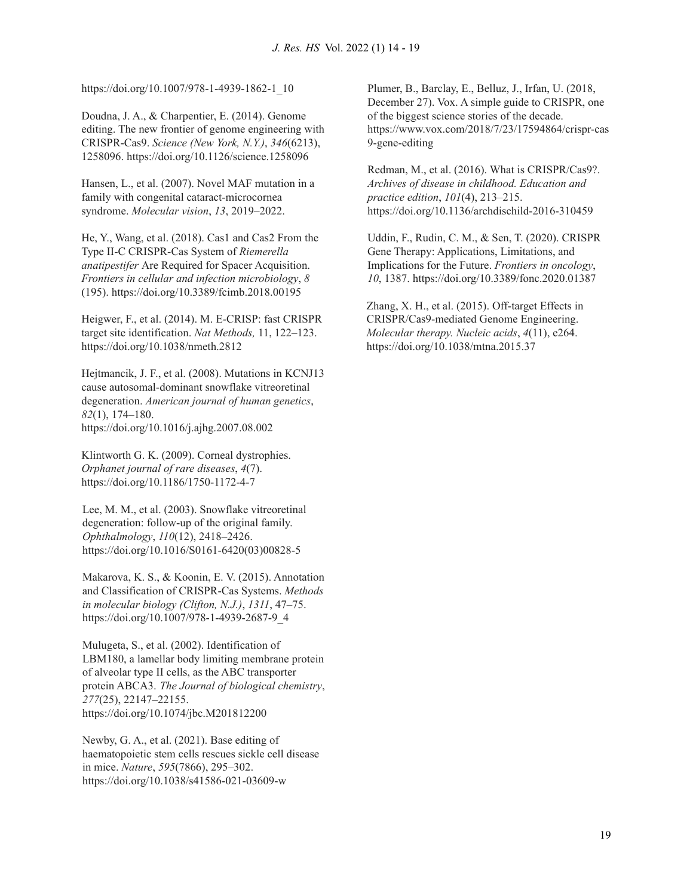https://doi.org/10.1007/978-1-4939-1862-1_10

Doudna, J. A., & Charpentier, E. (2014). Genome editing. The new frontier of genome engineering with CRISPR-Cas9. *Science (New York, N.Y.)*, *346*(6213), 1258096. https://doi.org/10.1126/science.1258096

Hansen, L., et al. (2007). Novel MAF mutation in a family with congenital cataract-microcornea syndrome. *Molecular vision*, *13*, 2019–2022.

He, Y., Wang, et al. (2018). Cas1 and Cas2 From the Type II-C CRISPR-Cas System of *Riemerella anatipestifer* Are Required for Spacer Acquisition. *Frontiers in cellular and infection microbiology*, *8* (195). https://doi.org/10.3389/fcimb.2018.00195

Heigwer, F., et al. (2014). M. E-CRISP: fast CRISPR target site identification. *Nat Methods,* 11, 122–123. https://doi.org/10.1038/nmeth.2812

Hejtmancik, J. F., et al. (2008). Mutations in KCNJ13 cause autosomal-dominant snowflake vitreoretinal degeneration. *American journal of human genetics*, *82*(1), 174–180. https://doi.org/10.1016/j.ajhg.2007.08.002

Klintworth G. K. (2009). Corneal dystrophies. *Orphanet journal of rare diseases*, *4*(7). https://doi.org/10.1186/1750-1172-4-7

Lee, M. M., et al. (2003). Snowflake vitreoretinal degeneration: follow-up of the original family. *Ophthalmology*, *110*(12), 2418–2426. https://doi.org/10.1016/S0161-6420(03)00828-5

Makarova, K. S., & Koonin, E. V. (2015). Annotation and Classification of CRISPR-Cas Systems. *Methods in molecular biology (Clifton, N.J.)*, *1311*, 47–75. https://doi.org/10.1007/978-1-4939-2687-9_4

Mulugeta, S., et al. (2002). Identification of LBM180, a lamellar body limiting membrane protein of alveolar type II cells, as the ABC transporter protein ABCA3. *The Journal of biological chemistry*, *277*(25), 22147–22155. https://doi.org/10.1074/jbc.M201812200

Newby, G. A., et al. (2021). Base editing of haematopoietic stem cells rescues sickle cell disease in mice. *Nature*, *595*(7866), 295–302. https://doi.org/10.1038/s41586-021-03609-w

Plumer, B., Barclay, E., Belluz, J., Irfan, U. (2018, December 27). Vox. A simple guide to CRISPR, one of the biggest science stories of the decade. https://www.vox.com/2018/7/23/17594864/crispr-cas9-gene-editing

Redman, M., et al. (2016). What is CRISPR/Cas9?. *Archives of disease in childhood. Education and practice edition*, *101*(4), 213–215. https://doi.org/10.1136/archdischild-2016-310459

Uddin, F., Rudin, C. M., & Sen, T. (2020). CRISPR Gene Therapy: Applications, Limitations, and Implications for the Future. *Frontiers in oncology*, *10*, 1387. https://doi.org/10.3389/fonc.2020.01387

Zhang, X. H., et al. (2015). Off-target Effects in CRISPR/Cas9-mediated Genome Engineering. *Molecular therapy. Nucleic acids*, *4*(11), e264. https://doi.org/10.1038/mtna.2015.37